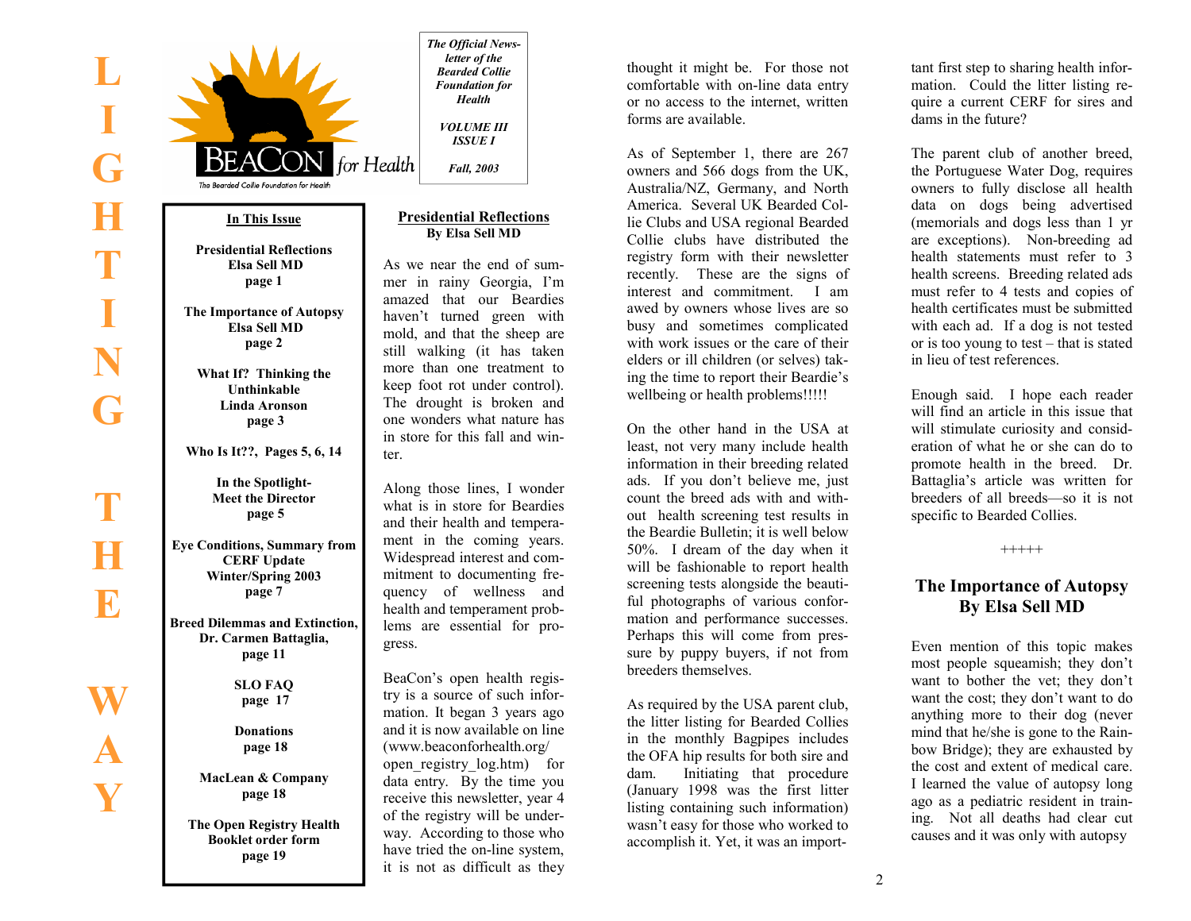L I G H T I N G  T H E  W A Y

BEACON for Health

The Bearded Collie Foundation for Health

*The Official Newsletter of the Bearded Collie Foundation for Health*

*VOLUME III ISSUE I*

*Fall, 2003*

**In This Issue**

**Presidential Reflections**
**Elsa Sell MD**
**page 1**

**The Importance of Autopsy**
**Elsa Sell MD**
**page 2**

**What If? Thinking the Unthinkable**
**Linda Aronson**
**page 3**

**Who Is It??, Pages 5, 6, 14**

**In the Spotlight- Meet the Director**
**page 5**

**Eye Conditions, Summary from CERF Update Winter/Spring 2003**
**page 7**

**Breed Dilemmas and Extinction, Dr. Carmen Battaglia,**
**page 11**

**SLO FAQ**
**page 17**

**Donations**
**page 18**

**MacLean & Company**
**page 18**

**The Open Registry Health Booklet order form**
**page 19**

## Presidential Reflections

**By Elsa Sell MD**

As we near the end of summer in rainy Georgia, I'm amazed that our Beardies haven't turned green with mold, and that the sheep are still walking (it has taken more than one treatment to keep foot rot under control). The drought is broken and one wonders what nature has in store for this fall and winter.

Along those lines, I wonder what is in store for Beardies and their health and temperament in the coming years. Widespread interest and commitment to documenting frequency of wellness and health and temperament problems are essential for progress.

BeaCon's open health registry is a source of such information. It began 3 years ago and it is now available on line (www.beaconforhealth.org/open_registry_log.htm) for data entry. By the time you receive this newsletter, year 4 of the registry will be underway. According to those who have tried the on-line system, it is not as difficult as they thought it might be. For those not comfortable with on-line data entry or no access to the internet, written forms are available.

As of September 1, there are 267 owners and 566 dogs from the UK, Australia/NZ, Germany, and North America. Several UK Bearded Collie Clubs and USA regional Bearded Collie clubs have distributed the registry form with their newsletter recently. These are the signs of interest and commitment. I am awed by owners whose lives are so busy and sometimes complicated with work issues or the care of their elders or ill children (or selves) taking the time to report their Beardie's wellbeing or health problems!!!!!

On the other hand in the USA at least, not very many include health information in their breeding related ads. If you don't believe me, just count the breed ads with and without health screening test results in the Beardie Bulletin; it is well below 50%. I dream of the day when it will be fashionable to report health screening tests alongside the beautiful photographs of various conformation and performance successes. Perhaps this will come from pressure by puppy buyers, if not from breeders themselves.

As required by the USA parent club, the litter listing for Bearded Collies in the monthly Bagpipes includes the OFA hip results for both sire and dam. Initiating that procedure (January 1998 was the first litter listing containing such information) wasn't easy for those who worked to accomplish it. Yet, it was an important first step to sharing health information. Could the litter listing require a current CERF for sires and dams in the future?

The parent club of another breed, the Portuguese Water Dog, requires owners to fully disclose all health data on dogs being advertised (memorials and dogs less than 1 yr are exceptions). Non-breeding ad health statements must refer to 3 health screens. Breeding related ads must refer to 4 tests and copies of health certificates must be submitted with each ad. If a dog is not tested or is too young to test – that is stated in lieu of test references.

Enough said. I hope each reader will find an article in this issue that will stimulate curiosity and consideration of what he or she can do to promote health in the breed. Dr. Battaglia's article was written for breeders of all breeds—so it is not specific to Bearded Collies.

+++++

## The Importance of Autopsy
## By Elsa Sell MD

Even mention of this topic makes most people squeamish; they don't want to bother the vet; they don't want the cost; they don't want to do anything more to their dog (never mind that he/she is gone to the Rainbow Bridge); they are exhausted by the cost and extent of medical care. I learned the value of autopsy long ago as a pediatric resident in training. Not all deaths had clear cut causes and it was only with autopsy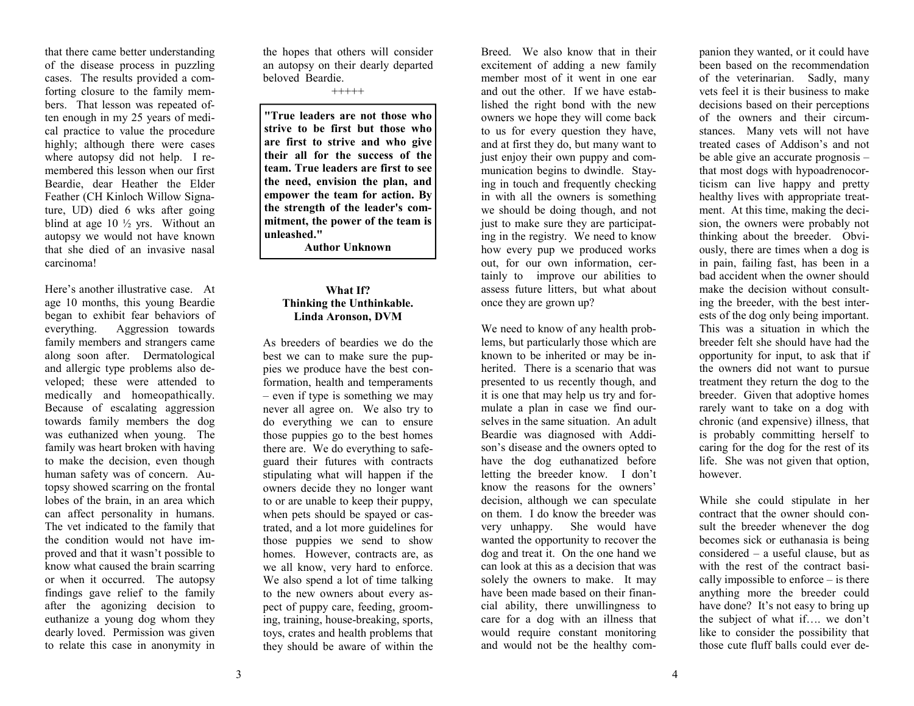that there came better understanding of the disease process in puzzling cases. The results provided a comforting closure to the family members. That lesson was repeated often enough in my 25 years of medical practice to value the procedure highly; although there were cases where autopsy did not help. I remembered this lesson when our first Beardie, dear Heather the Elder Feather (CH Kinloch Willow Signature, UD) died 6 wks after going blind at age 10 ½ yrs. Without an autopsy we would not have known that she died of an invasive nasal carcinoma!

Here's another illustrative case. At age 10 months, this young Beardie began to exhibit fear behaviors of everything. Aggression towards family members and strangers came along soon after. Dermatological and allergic type problems also developed; these were attended to medically and homeopathically. Because of escalating aggression towards family members the dog was euthanized when young. The family was heart broken with having to make the decision, even though human safety was of concern. Autopsy showed scarring on the frontal lobes of the brain, in an area which can affect personality in humans. The vet indicated to the family that the condition would not have improved and that it wasn't possible to know what caused the brain scarring or when it occurred. The autopsy findings gave relief to the family after the agonizing decision to euthanize a young dog whom they dearly loved. Permission was given to relate this case in anonymity in the hopes that others will consider an autopsy on their dearly departed beloved Beardie.

+++++

> **"True leaders are not those who strive to be first but those who are first to strive and who give their all for the success of the team. True leaders are first to see the need, envision the plan, and empower the team for action. By the strength of the leader's commitment, the power of the team is unleashed."**
>
> **Author Unknown**

## What If?
## Thinking the Unthinkable.
### Linda Aronson, DVM

As breeders of beardies we do the best we can to make sure the puppies we produce have the best conformation, health and temperaments – even if type is something we may never all agree on. We also try to do everything we can to ensure those puppies go to the best homes there are. We do everything to safeguard their futures with contracts stipulating what will happen if the owners decide they no longer want to or are unable to keep their puppy, when pets should be spayed or castrated, and a lot more guidelines for those puppies we send to show homes. However, contracts are, as we all know, very hard to enforce. We also spend a lot of time talking to the new owners about every aspect of puppy care, feeding, grooming, training, house-breaking, sports, toys, crates and health problems that they should be aware of within the Breed. We also know that in their excitement of adding a new family member most of it went in one ear and out the other. If we have established the right bond with the new owners we hope they will come back to us for every question they have, and at first they do, but many want to just enjoy their own puppy and communication begins to dwindle. Staying in touch and frequently checking in with all the owners is something we should be doing though, and not just to make sure they are participating in the registry. We need to know how every pup we produced works out, for our own information, certainly to improve our abilities to assess future litters, but what about once they are grown up?

We need to know of any health problems, but particularly those which are known to be inherited or may be inherited. There is a scenario that was presented to us recently though, and it is one that may help us try and formulate a plan in case we find ourselves in the same situation. An adult Beardie was diagnosed with Addison's disease and the owners opted to have the dog euthanized before letting the breeder know. I don't know the reasons for the owners' decision, although we can speculate on them. I do know the breeder was very unhappy. She would have wanted the opportunity to recover the dog and treat it. On the one hand we can look at this as a decision that was solely the owners to make. It may have been made based on their financial ability, there unwillingness to care for a dog with an illness that would require constant monitoring and would not be the healthy companion they wanted, or it could have been based on the recommendation of the veterinarian. Sadly, many vets feel it is their business to make decisions based on their perceptions of the owners and their circumstances. Many vets will not have treated cases of Addison's and not be able give an accurate prognosis – that most dogs with hypoadrenocorticism can live happy and pretty healthy lives with appropriate treatment. At this time, making the decision, the owners were probably not thinking about the breeder. Obviously, there are times when a dog is in pain, failing fast, has been in a bad accident when the owner should make the decision without consulting the breeder, with the best interests of the dog only being important. This was a situation in which the breeder felt she should have had the opportunity for input, to ask that if the owners did not want to pursue treatment they return the dog to the breeder. Given that adoptive homes rarely want to take on a dog with chronic (and expensive) illness, that is probably committing herself to caring for the dog for the rest of its life. She was not given that option, however.

While she could stipulate in her contract that the owner should consult the breeder whenever the dog becomes sick or euthanasia is being considered – a useful clause, but as with the rest of the contract basically impossible to enforce – is there anything more the breeder could have done? It's not easy to bring up the subject of what if…. we don't like to consider the possibility that those cute fluff balls could ever de-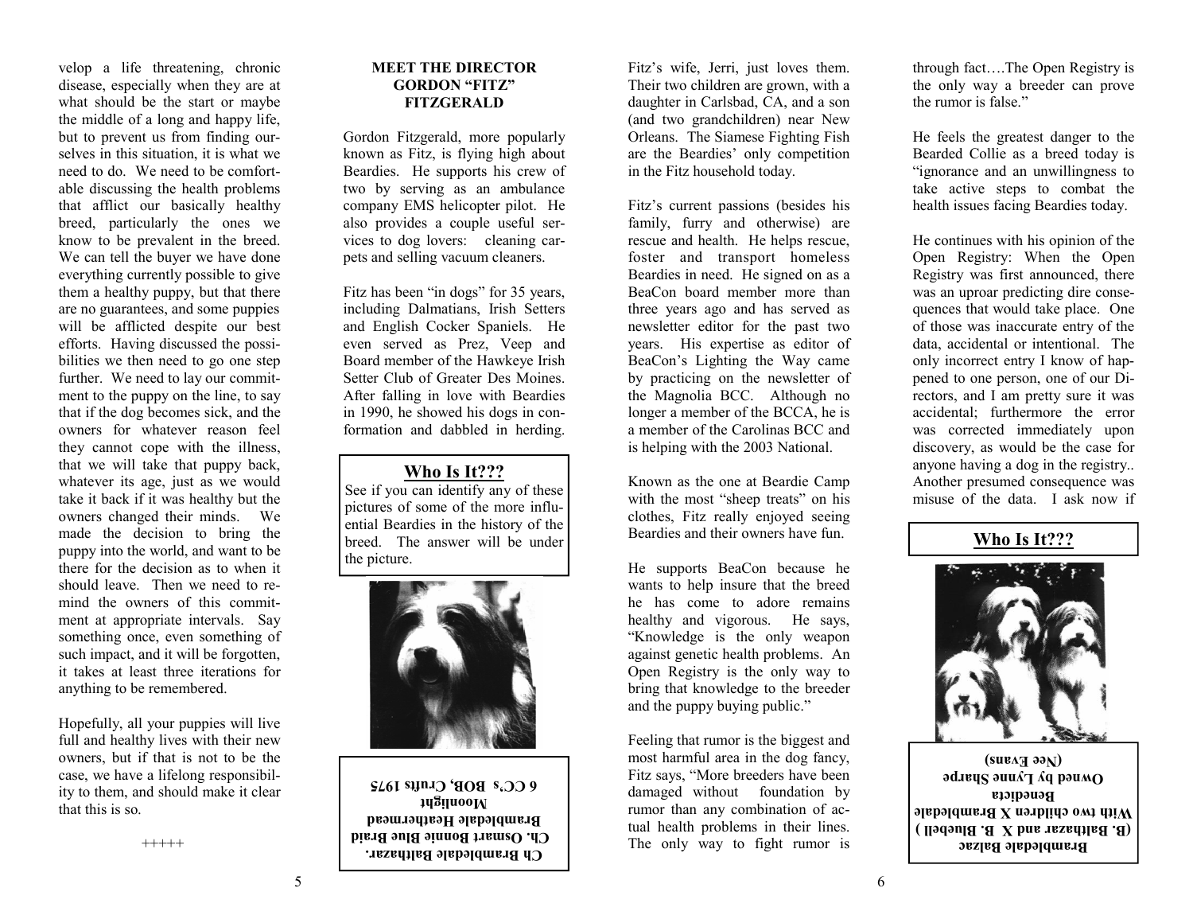velop a life threatening, chronic disease, especially when they are at what should be the start or maybe the middle of a long and happy life, but to prevent us from finding ourselves in this situation, it is what we need to do. We need to be comfortable discussing the health problems that afflict our basically healthy breed, particularly the ones we know to be prevalent in the breed. We can tell the buyer we have done everything currently possible to give them a healthy puppy, but that there are no guarantees, and some puppies will be afflicted despite our best efforts. Having discussed the possibilities we then need to go one step further. We need to lay our commitment to the puppy on the line, to say that if the dog becomes sick, and the owners for whatever reason feel they cannot cope with the illness, that we will take that puppy back, whatever its age, just as we would take it back if it was healthy but the owners changed their minds. We made the decision to bring the puppy into the world, and want to be there for the decision as to when it should leave. Then we need to remind the owners of this commitment at appropriate intervals. Say something once, even something of such impact, and it will be forgotten, it takes at least three iterations for anything to be remembered.

Hopefully, all your puppies will live full and healthy lives with their new owners, but if that is not to be the case, we have a lifelong responsibility to them, and should make it clear that this is so.

+++++

**MEET THE DIRECTOR**
**GORDON "FITZ" FITZGERALD**

Gordon Fitzgerald, more popularly known as Fitz, is flying high about Beardies. He supports his crew of two by serving as an ambulance company EMS helicopter pilot. He also provides a couple useful services to dog lovers: cleaning carpets and selling vacuum cleaners.

Fitz has been "in dogs" for 35 years, including Dalmatians, Irish Setters and English Cocker Spaniels. He even served as Prez, Veep and Board member of the Hawkeye Irish Setter Club of Greater Des Moines. After falling in love with Beardies in 1990, he showed his dogs in conformation and dabbled in herding.

## Who Is It???

See if you can identify any of these pictures of some of the more influential Beardies in the history of the breed. The answer will be under the picture.

**Ch Brambledale Balthazar.**
**Ch. Osmart Bonnie Blue Braid**
**Brambledale Heathermead**
**Moonlight**
**6 CC's BOB, Crufts 1975**

Fitz's wife, Jerri, just loves them. Their two children are grown, with a daughter in Carlsbad, CA, and a son (and two grandchildren) near New Orleans. The Siamese Fighting Fish are the Beardies' only competition in the Fitz household today.

Fitz's current passions (besides his family, furry and otherwise) are rescue and health. He helps rescue, foster and transport homeless Beardies in need. He signed on as a BeaCon board member more than three years ago and has served as newsletter editor for the past two years. His expertise as editor of BeaCon's Lighting the Way came by practicing on the newsletter of the Magnolia BCC. Although no longer a member of the BCCA, he is a member of the Carolinas BCC and is helping with the 2003 National.

Known as the one at Beardie Camp with the most "sheep treats" on his clothes, Fitz really enjoyed seeing Beardies and their owners have fun.

He supports BeaCon because he wants to help insure that the breed he has come to adore remains healthy and vigorous. He says, "Knowledge is the only weapon against genetic health problems. An Open Registry is the only way to bring that knowledge to the breeder and the puppy buying public."

Feeling that rumor is the biggest and most harmful area in the dog fancy, Fitz says, "More breeders have been damaged without foundation by rumor than any combination of actual health problems in their lines. The only way to fight rumor is through fact….The Open Registry is the only way a breeder can prove the rumor is false."

He feels the greatest danger to the Bearded Collie as a breed today is "ignorance and an unwillingness to take active steps to combat the health issues facing Beardies today.

He continues with his opinion of the Open Registry: When the Open Registry was first announced, there was an uproar predicting dire consequences that would take place. One of those was inaccurate entry of the data, accidental or intentional. The only incorrect entry I know of happened to one person, one of our Directors, and I am pretty sure it was accidental; furthermore the error was corrected immediately upon discovery, as would be the case for anyone having a dog in the registry.. Another presumed consequence was misuse of the data. I ask now if

## Who Is It???

**Brambledale Balzac**
**(B. Balthazar and X B. Bluebell )**
**With two children X Brambledale**
**Benedicta**
**Owned by Lynne Sharpe**
**(Nee Evans)**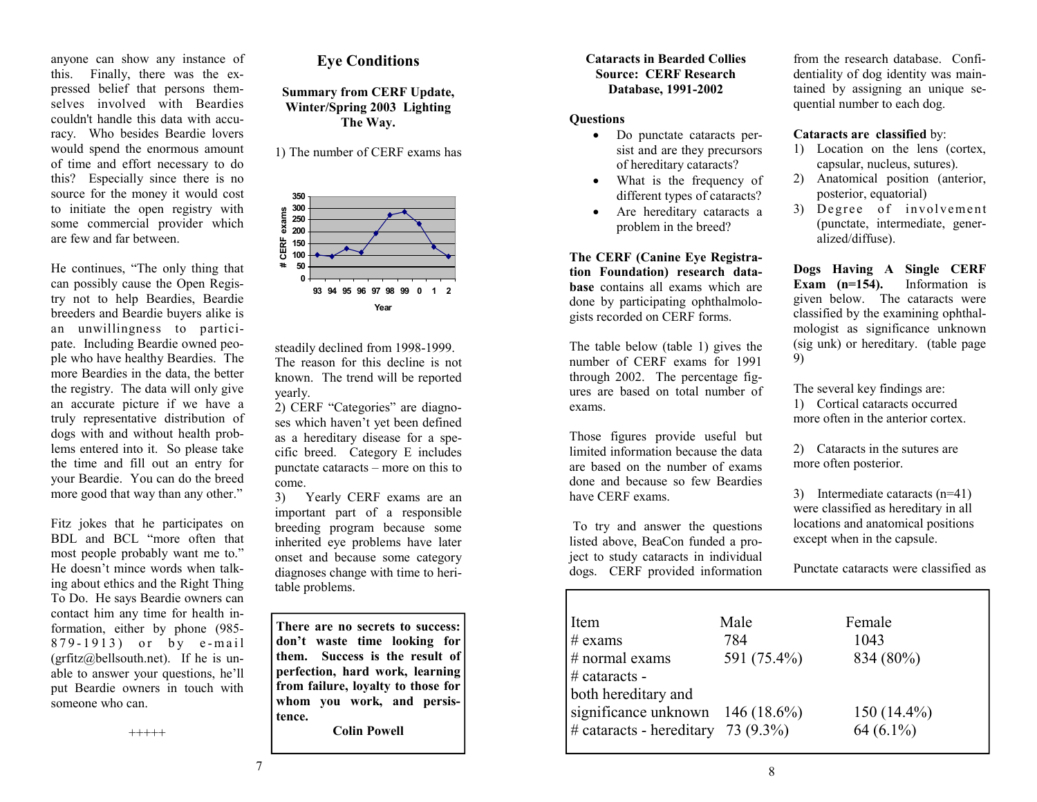anyone can show any instance of this. Finally, there was the expressed belief that persons themselves involved with Beardies couldn't handle this data with accuracy. Who besides Beardie lovers would spend the enormous amount of time and effort necessary to do this? Especially since there is no source for the money it would cost to initiate the open registry with some commercial provider which are few and far between.

He continues, "The only thing that can possibly cause the Open Registry not to help Beardies, Beardie breeders and Beardie buyers alike is an unwillingness to participate. Including Beardie owned people who have healthy Beardies. The more Beardies in the data, the better the registry. The data will only give an accurate picture if we have a truly representative distribution of dogs with and without health problems entered into it. So please take the time and fill out an entry for your Beardie. You can do the breed more good that way than any other."

Fitz jokes that he participates on BDL and BCL "more often that most people probably want me to." He doesn't mince words when talking about ethics and the Right Thing To Do. He says Beardie owners can contact him any time for health information, either by phone (985-879-1913) or by e-mail (grfitz@bellsouth.net). If he is unable to answer your questions, he'll put Beardie owners in touch with someone who can.

+++++

## Eye Conditions

**Summary from CERF Update, Winter/Spring 2003 Lighting The Way.**

1) The number of CERF exams has

| Year | 93 | 94 | 95 | 96 | 97 | 98 | 99 | 0 | 1 | 2 |
|---|---|---|---|---|---|---|---|---|---|---|
| # CERF exams | 100 | 95 | 128 | 112 | 190 | 270 | 283 | 233 | 135 | 95 |

steadily declined from 1998-1999. The reason for this decline is not known. The trend will be reported yearly.

2) CERF "Categories" are diagnoses which haven't yet been defined as a hereditary disease for a specific breed. Category E includes punctate cataracts – more on this to come.

3) Yearly CERF exams are an important part of a responsible breeding program because some inherited eye problems have later onset and because some category diagnoses change with time to heritable problems.

> **There are no secrets to success: don't waste time looking for them. Success is the result of perfection, hard work, learning from failure, loyalty to those for whom you work, and persistence.**
>
> **Colin Powell**

### Cataracts in Bearded Collies Source: CERF Research Database, 1991-2002

**Questions**

- Do punctate cataracts persist and are they precursors of hereditary cataracts?
- What is the frequency of different types of cataracts?
- Are hereditary cataracts a problem in the breed?

**The CERF (Canine Eye Registration Foundation) research database** contains all exams which are done by participating ophthalmologists recorded on CERF forms.

The table below (table 1) gives the number of CERF exams for 1991 through 2002. The percentage figures are based on total number of exams.

Those figures provide useful but limited information because the data are based on the number of exams done and because so few Beardies have CERF exams.

To try and answer the questions listed above, BeaCon funded a project to study cataracts in individual dogs. CERF provided information from the research database. Confidentiality of dog identity was maintained by assigning an unique sequential number to each dog.

**Cataracts are classified** by:

1) Location on the lens (cortex, capsular, nucleus, sutures).
2) Anatomical position (anterior, posterior, equatorial)
3) Degree of involvement (punctate, intermediate, generalized/diffuse).

**Dogs Having A Single CERF Exam (n=154).** Information is given below. The cataracts were classified by the examining ophthalmologist as significance unknown (sig unk) or hereditary. (table page 9)

The several key findings are:

1) Cortical cataracts occurred more often in the anterior cortex.

2) Cataracts in the sutures are more often posterior.

3) Intermediate cataracts (n=41) were classified as hereditary in all locations and anatomical positions except when in the capsule.

Punctate cataracts were classified as

| Item | Male | Female |
|---|---|---|
| # exams | 784 | 1043 |
| # normal exams | 591 (75.4%) | 834 (80%) |
| # cataracts - both hereditary and significance unknown | 146 (18.6%) | 150 (14.4%) |
| # cataracts - hereditary | 73 (9.3%) | 64 (6.1%) |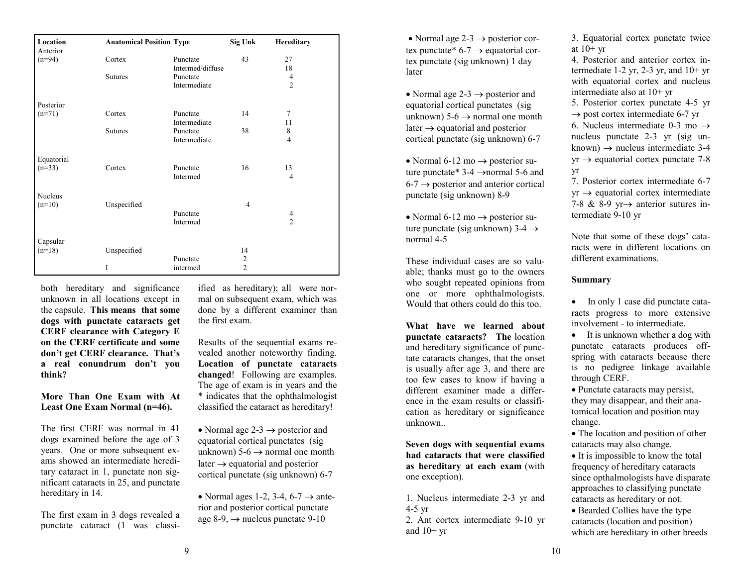| Location | Anatomical Position | Type | Sig Unk | Hereditary |
|---|---|---|---|---|
| Anterior (n=94) | Cortex | Punctate | 43 | 27 |
| | | Intermed/diffuse | | 18 |
| | Sutures | Punctate | | 4 |
| | | Intermediate | | 2 |
| Posterior (n=71) | Cortex | Punctate | 14 | 7 |
| | | Intermediate | | 11 |
| | Sutures | Punctate | 38 | 8 |
| | | Intermediate | | 4 |
| Equatorial (n=33) | Cortex | Punctate | 16 | 13 |
| | | Intermed | | 4 |
| Nucleus (n=10) | Unspecified | | 4 | |
| | | Punctate | | 4 |
| | | Intermed | | 2 |
| Capsular (n=18) | Unspecified | | 14 | |
| | | Punctate | 2 | |
| | I | intermed | 2 | |

both hereditary and significance unknown in all locations except in the capsule. **This means that some dogs with punctate cataracts get CERF clearance with Category E on the CERF certificate and some don't get CERF clearance. That's a real conundrum don't you think?**

**More Than One Exam with At Least One Exam Normal (n=46).**

The first CERF was normal in 41 dogs examined before the age of 3 years. One or more subsequent exams showed an intermediate hereditary cataract in 1, punctate non significant cataracts in 25, and punctate hereditary in 14.

The first exam in 3 dogs revealed a punctate cataract (1 was classified as hereditary); all were normal on subsequent exam, which was done by a different examiner than the first exam.

Results of the sequential exams revealed another noteworthy finding. **Location of punctate cataracts changed**! Following are examples. The age of exam is in years and the * indicates that the ophthalmologist classified the cataract as hereditary!

- Normal age 2-3 → posterior and equatorial cortical punctates (sig unknown) 5-6 → normal one month later → equatorial and posterior cortical punctate (sig unknown) 6-7
- Normal ages 1-2, 3-4, 6-7 → anterior and posterior cortical punctate age 8-9, → nucleus punctate 9-10
- Normal age 2-3 → posterior cortex punctate* 6-7 → equatorial cortex punctate (sig unknown) 1 day later
- Normal age 2-3 → posterior and equatorial cortical punctates (sig unknown) 5-6 → normal one month later → equatorial and posterior cortical punctate (sig unknown) 6-7
- Normal 6-12 mo → posterior suture punctate* 3-4 →normal 5-6 and 6-7 → posterior and anterior cortical punctate (sig unknown) 8-9
- Normal 6-12 mo → posterior suture punctate (sig unknown) 3-4 → normal 4-5

These individual cases are so valuable; thanks must go to the owners who sought repeated opinions from one or more ophthalmologists. Would that others could do this too.

**What have we learned about punctate cataracts? The** location and hereditary significance of punctate cataracts changes, that the onset is usually after age 3, and there are too few cases to know if having a different examiner made a difference in the exam results or classification as hereditary or significance unknown..

**Seven dogs with sequential exams had cataracts that were classified as hereditary at each exam** (with one exception).

1. Nucleus intermediate 2-3 yr and 4-5 yr
2. Ant cortex intermediate 9-10 yr and 10+ yr
3. Equatorial cortex punctate twice at 10+ yr
4. Posterior and anterior cortex intermediate 1-2 yr, 2-3 yr, and 10+ yr with equatorial cortex and nucleus intermediate also at 10+ yr
5. Posterior cortex punctate 4-5 yr → post cortex intermediate 6-7 yr
6. Nucleus intermediate 0-3 mo → nucleus punctate 2-3 yr (sig unknown) → nucleus intermediate 3-4 yr → equatorial cortex punctate 7-8 yr
7. Posterior cortex intermediate 6-7 yr → equatorial cortex intermediate 7-8 & 8-9 yr→ anterior sutures intermediate 9-10 yr

Note that some of these dogs' cataracts were in different locations on different examinations.

**Summary**

- In only 1 case did punctate cataracts progress to more extensive involvement - to intermediate.
- It is unknown whether a dog with punctate cataracts produces offspring with cataracts because there is no pedigree linkage available through CERF.
- Punctate cataracts may persist, they may disappear, and their anatomical location and position may change.
- The location and position of other cataracts may also change.
- It is impossible to know the total frequency of hereditary cataracts since opthalmologists have disparate approaches to classifying punctate cataracts as hereditary or not.
- Bearded Collies have the type cataracts (location and position) which are hereditary in other breeds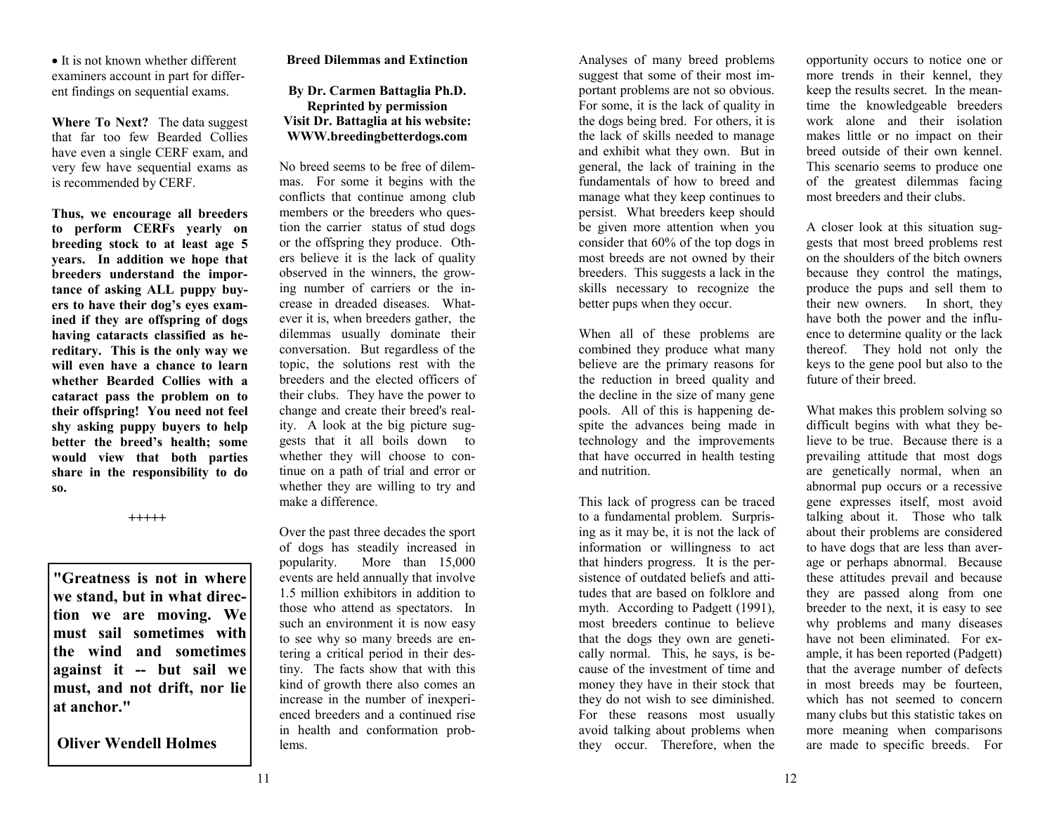- It is not known whether different examiners account in part for different findings on sequential exams.

**Where To Next?** The data suggest that far too few Bearded Collies have even a single CERF exam, and very few have sequential exams as is recommended by CERF.

**Thus, we encourage all breeders to perform CERFs yearly on breeding stock to at least age 5 years. In addition we hope that breeders understand the importance of asking ALL puppy buyers to have their dog's eyes examined if they are offspring of dogs having cataracts classified as hereditary. This is the only way we will even have a chance to learn whether Bearded Collies with a cataract pass the problem on to their offspring! You need not feel shy asking puppy buyers to help better the breed's health; some would view that both parties share in the responsibility to do so.**

+++++

> **"Greatness is not in where we stand, but in what direction we are moving. We must sail sometimes with the wind and sometimes against it -- but sail we must, and not drift, nor lie at anchor."**
>
> **Oliver Wendell Holmes**

## Breed Dilemmas and Extinction

**By Dr. Carmen Battaglia Ph.D.**
**Reprinted by permission**
**Visit Dr. Battaglia at his website: WWW.breedingbetterdogs.com**

No breed seems to be free of dilemmas. For some it begins with the conflicts that continue among club members or the breeders who question the carrier status of stud dogs or the offspring they produce. Others believe it is the lack of quality observed in the winners, the growing number of carriers or the increase in dreaded diseases. Whatever it is, when breeders gather, the dilemmas usually dominate their conversation. But regardless of the topic, the solutions rest with the breeders and the elected officers of their clubs. They have the power to change and create their breed's reality. A look at the big picture suggests that it all boils down to whether they will choose to continue on a path of trial and error or whether they are willing to try and make a difference.

Over the past three decades the sport of dogs has steadily increased in popularity. More than 15,000 events are held annually that involve 1.5 million exhibitors in addition to those who attend as spectators. In such an environment it is now easy to see why so many breeds are entering a critical period in their destiny. The facts show that with this kind of growth there also comes an increase in the number of inexperienced breeders and a continued rise in health and conformation problems.

Analyses of many breed problems suggest that some of their most important problems are not so obvious. For some, it is the lack of quality in the dogs being bred. For others, it is the lack of skills needed to manage and exhibit what they own. But in general, the lack of training in the fundamentals of how to breed and manage what they keep continues to persist. What breeders keep should be given more attention when you consider that 60% of the top dogs in most breeds are not owned by their breeders. This suggests a lack in the skills necessary to recognize the better pups when they occur.

When all of these problems are combined they produce what many believe are the primary reasons for the reduction in breed quality and the decline in the size of many gene pools. All of this is happening despite the advances being made in technology and the improvements that have occurred in health testing and nutrition.

This lack of progress can be traced to a fundamental problem. Surprising as it may be, it is not the lack of information or willingness to act that hinders progress. It is the persistence of outdated beliefs and attitudes that are based on folklore and myth. According to Padgett (1991), most breeders continue to believe that the dogs they own are genetically normal. This, he says, is because of the investment of time and money they have in their stock that they do not wish to see diminished. For these reasons most usually avoid talking about problems when they occur. Therefore, when the opportunity occurs to notice one or more trends in their kennel, they keep the results secret. In the meantime the knowledgeable breeders work alone and their isolation makes little or no impact on their breed outside of their own kennel. This scenario seems to produce one of the greatest dilemmas facing most breeders and their clubs.

A closer look at this situation suggests that most breed problems rest on the shoulders of the bitch owners because they control the matings, produce the pups and sell them to their new owners. In short, they have both the power and the influence to determine quality or the lack thereof. They hold not only the keys to the gene pool but also to the future of their breed.

What makes this problem solving so difficult begins with what they believe to be true. Because there is a prevailing attitude that most dogs are genetically normal, when an abnormal pup occurs or a recessive gene expresses itself, most avoid talking about it. Those who talk about their problems are considered to have dogs that are less than average or perhaps abnormal. Because these attitudes prevail and because they are passed along from one breeder to the next, it is easy to see why problems and many diseases have not been eliminated. For example, it has been reported (Padgett) that the average number of defects in most breeds may be fourteen, which has not seemed to concern many clubs but this statistic takes on more meaning when comparisons are made to specific breeds. For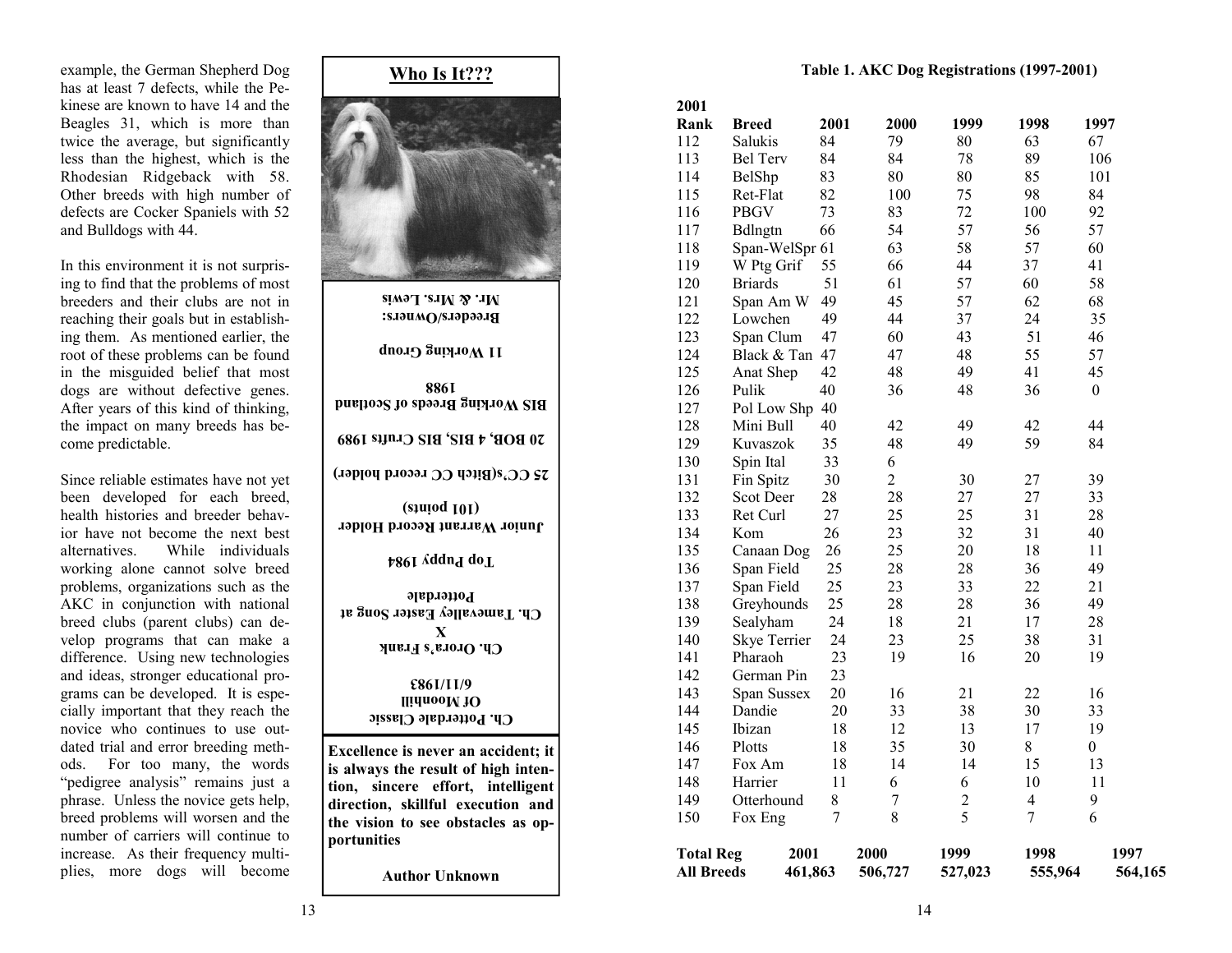example, the German Shepherd Dog has at least 7 defects, while the Pekinese are known to have 14 and the Beagles 31, which is more than twice the average, but significantly less than the highest, which is the Rhodesian Ridgeback with 58. Other breeds with high number of defects are Cocker Spaniels with 52 and Bulldogs with 44.

In this environment it is not surprising to find that the problems of most breeders and their clubs are not in reaching their goals but in establishing them. As mentioned earlier, the root of these problems can be found in the misguided belief that most dogs are without defective genes. After years of this kind of thinking, the impact on many breeds has become predictable.

Since reliable estimates have not yet been developed for each breed, health histories and breeder behavior have not become the next best alternatives. While individuals working alone cannot solve breed problems, organizations such as the AKC in conjunction with national breed clubs (parent clubs) can develop programs that can make a difference. Using new technologies and ideas, stronger educational programs can be developed. It is especially important that they reach the novice who continues to use outdated trial and error breeding methods. For too many, the words "pedigree analysis" remains just a phrase. Unless the novice gets help, breed problems will worsen and the number of carriers will continue to increase. As their frequency multiplies, more dogs will become

## Who Is It???

**Breeders/Owners:**
**Mr. & Mrs. Lewis**

**11 Working Group**

**1988**
**BIS Working Breeds of Scotland**

**20 BOB, 4 BIS, BIS Crufts 1989**

**25 CC's(Bitch CC record holder)**

**Junior Warrant Record Holder**
**(101 points)**

**Top Puppy 1984**

**Ch. Tamevalley Easter Song at Potterdale**
**X**
**Ch. Orora's Frank**

**Ch. Potterdale Classic Of Moonhill**
**6/11/1983**

**Excellence is never an accident; it is always the result of high intention, sincere effort, intelligent direction, skillful execution and the vision to see obstacles as opportunities**

**Author Unknown**

**Table 1. AKC Dog Registrations (1997-2001)**

| 2001 Rank | Breed | 2001 | 2000 | 1999 | 1998 | 1997 |
|---|---|---|---|---|---|---|
| 112 | Salukis | 84 | 79 | 80 | 63 | 67 |
| 113 | Bel Terv | 84 | 84 | 78 | 89 | 106 |
| 114 | BelShp | 83 | 80 | 80 | 85 | 101 |
| 115 | Ret-Flat | 82 | 100 | 75 | 98 | 84 |
| 116 | PBGV | 73 | 83 | 72 | 100 | 92 |
| 117 | Bdlngtn | 66 | 54 | 57 | 56 | 57 |
| 118 | Span-WelSpr | 61 | 63 | 58 | 57 | 60 |
| 119 | W Ptg Grif | 55 | 66 | 44 | 37 | 41 |
| 120 | Briards | 51 | 61 | 57 | 60 | 58 |
| 121 | Span Am W | 49 | 45 | 57 | 62 | 68 |
| 122 | Lowchen | 49 | 44 | 37 | 24 | 35 |
| 123 | Span Clum | 47 | 60 | 43 | 51 | 46 |
| 124 | Black & Tan | 47 | 47 | 48 | 55 | 57 |
| 125 | Anat Shep | 42 | 48 | 49 | 41 | 45 |
| 126 | Pulik | 40 | 36 | 48 | 36 | 0 |
| 127 | Pol Low Shp | 40 | | | | |
| 128 | Mini Bull | 40 | 42 | 49 | 42 | 44 |
| 129 | Kuvaszok | 35 | 48 | 49 | 59 | 84 |
| 130 | Spin Ital | 33 | 6 | | | |
| 131 | Fin Spitz | 30 | 2 | 30 | 27 | 39 |
| 132 | Scot Deer | 28 | 28 | 27 | 27 | 33 |
| 133 | Ret Curl | 27 | 25 | 25 | 31 | 28 |
| 134 | Kom | 26 | 23 | 32 | 31 | 40 |
| 135 | Canaan Dog | 26 | 25 | 20 | 18 | 11 |
| 136 | Span Field | 25 | 28 | 28 | 36 | 49 |
| 137 | Span Field | 25 | 23 | 33 | 22 | 21 |
| 138 | Greyhounds | 25 | 28 | 28 | 36 | 49 |
| 139 | Sealyham | 24 | 18 | 21 | 17 | 28 |
| 140 | Skye Terrier | 24 | 23 | 25 | 38 | 31 |
| 141 | Pharaoh | 23 | 19 | 16 | 20 | 19 |
| 142 | German Pin | 23 | | | | |
| 143 | Span Sussex | 20 | 16 | 21 | 22 | 16 |
| 144 | Dandie | 20 | 33 | 38 | 30 | 33 |
| 145 | Ibizan | 18 | 12 | 13 | 17 | 19 |
| 146 | Plotts | 18 | 35 | 30 | 8 | 0 |
| 147 | Fox Am | 18 | 14 | 14 | 15 | 13 |
| 148 | Harrier | 11 | 6 | 6 | 10 | 11 |
| 149 | Otterhound | 8 | 7 | 2 | 4 | 9 |
| 150 | Fox Eng | 7 | 8 | 5 | 7 | 6 |
| **Total Reg All Breeds** | | **2001 461,863** | **2000 506,727** | **1999 527,023** | **1998 555,964** | **1997 564,165** |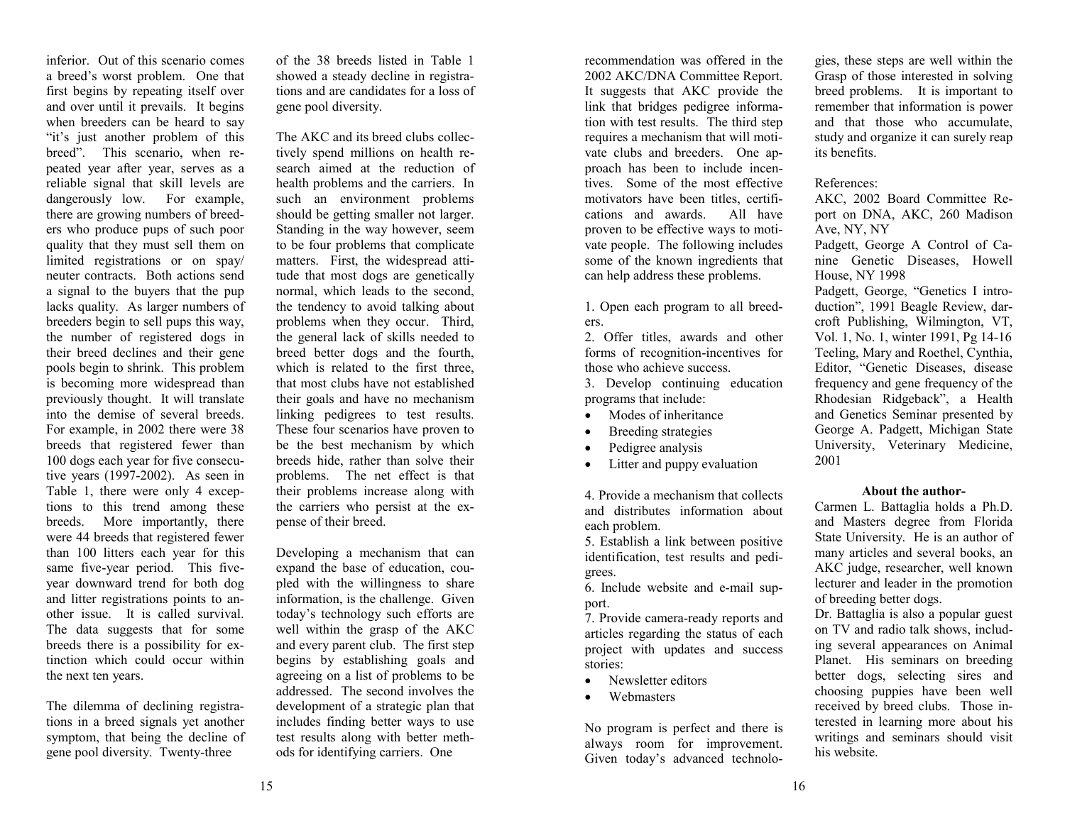inferior. Out of this scenario comes a breed's worst problem. One that first begins by repeating itself over and over until it prevails. It begins when breeders can be heard to say "it's just another problem of this breed". This scenario, when repeated year after year, serves as a reliable signal that skill levels are dangerously low. For example, there are growing numbers of breeders who produce pups of such poor quality that they must sell them on limited registrations or on spay/neuter contracts. Both actions send a signal to the buyers that the pup lacks quality. As larger numbers of breeders begin to sell pups this way, the number of registered dogs in their breed declines and their gene pools begin to shrink. This problem is becoming more widespread than previously thought. It will translate into the demise of several breeds. For example, in 2002 there were 38 breeds that registered fewer than 100 dogs each year for five consecutive years (1997-2002). As seen in Table 1, there were only 4 exceptions to this trend among these breeds. More importantly, there were 44 breeds that registered fewer than 100 litters each year for this same five-year period. This five-year downward trend for both dog and litter registrations points to another issue. It is called survival. The data suggests that for some breeds there is a possibility for extinction which could occur within the next ten years.

The dilemma of declining registrations in a breed signals yet another symptom, that being the decline of gene pool diversity. Twenty-three of the 38 breeds listed in Table 1 showed a steady decline in registrations and are candidates for a loss of gene pool diversity.

The AKC and its breed clubs collectively spend millions on health research aimed at the reduction of health problems and the carriers. In such an environment problems should be getting smaller not larger. Standing in the way however, seem to be four problems that complicate matters. First, the widespread attitude that most dogs are genetically normal, which leads to the second, the tendency to avoid talking about problems when they occur. Third, the general lack of skills needed to breed better dogs and the fourth, which is related to the first three, that most clubs have not established their goals and have no mechanism linking pedigrees to test results. These four scenarios have proven to be the best mechanism by which breeds hide, rather than solve their problems. The net effect is that their problems increase along with the carriers who persist at the expense of their breed.

Developing a mechanism that can expand the base of education, coupled with the willingness to share information, is the challenge. Given today's technology such efforts are well within the grasp of the AKC and every parent club. The first step begins by establishing goals and agreeing on a list of problems to be addressed. The second involves the development of a strategic plan that includes finding better ways to use test results along with better methods for identifying carriers. One recommendation was offered in the 2002 AKC/DNA Committee Report. It suggests that AKC provide the link that bridges pedigree information with test results. The third step requires a mechanism that will motivate clubs and breeders. One approach has been to include incentives. Some of the most effective motivators have been titles, certifications and awards. All have proven to be effective ways to motivate people. The following includes some of the known ingredients that can help address these problems.

1. Open each program to all breeders.
2. Offer titles, awards and other forms of recognition-incentives for those who achieve success.
3. Develop continuing education programs that include:
   - Modes of inheritance
   - Breeding strategies
   - Pedigree analysis
   - Litter and puppy evaluation
4. Provide a mechanism that collects and distributes information about each problem.
5. Establish a link between positive identification, test results and pedigrees.
6. Include website and e-mail support.
7. Provide camera-ready reports and articles regarding the status of each project with updates and success stories:
   - Newsletter editors
   - Webmasters

No program is perfect and there is always room for improvement. Given today's advanced technologies, these steps are well within the Grasp of those interested in solving breed problems. It is important to remember that information is power and that those who accumulate, study and organize it can surely reap its benefits.

References:

AKC, 2002 Board Committee Report on DNA, AKC, 260 Madison Ave, NY, NY

Padgett, George A Control of Canine Genetic Diseases, Howell House, NY 1998

Padgett, George, "Genetics I introduction", 1991 Beagle Review, darcroft Publishing, Wilmington, VT, Vol. 1, No. 1, winter 1991, Pg 14-16

Teeling, Mary and Roethel, Cynthia, Editor, "Genetic Diseases, disease frequency and gene frequency of the Rhodesian Ridgeback", a Health and Genetics Seminar presented by George A. Padgett, Michigan State University, Veterinary Medicine, 2001

**About the author-**

Carmen L. Battaglia holds a Ph.D. and Masters degree from Florida State University. He is an author of many articles and several books, an AKC judge, researcher, well known lecturer and leader in the promotion of breeding better dogs.

Dr. Battaglia is also a popular guest on TV and radio talk shows, including several appearances on Animal Planet. His seminars on breeding better dogs, selecting sires and choosing puppies have been well received by breed clubs. Those interested in learning more about his writings and seminars should visit his website.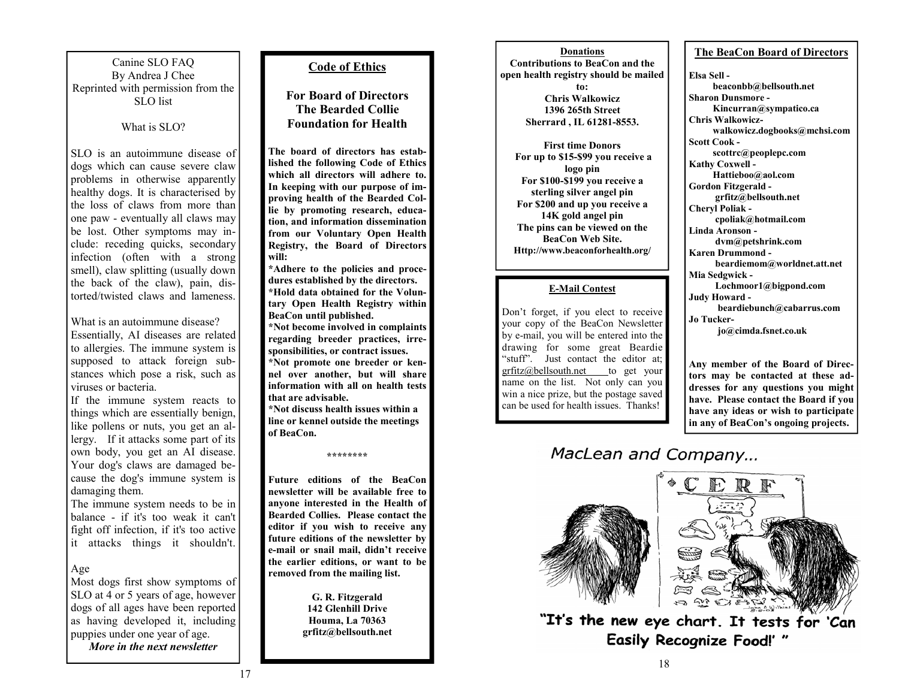Canine SLO FAQ
By Andrea J Chee
Reprinted with permission from the SLO list

What is SLO?

SLO is an autoimmune disease of dogs which can cause severe claw problems in otherwise apparently healthy dogs. It is characterised by the loss of claws from more than one paw - eventually all claws may be lost. Other symptoms may include: receding quicks, secondary infection (often with a strong smell), claw splitting (usually down the back of the claw), pain, distorted/twisted claws and lameness.

What is an autoimmune disease?
Essentially, AI diseases are related to allergies. The immune system is supposed to attack foreign substances which pose a risk, such as viruses or bacteria.
If the immune system reacts to things which are essentially benign, like pollens or nuts, you get an allergy. If it attacks some part of its own body, you get an AI disease. Your dog's claws are damaged because the dog's immune system is damaging them.
The immune system needs to be in balance - if it's too weak it can't fight off infection, if it's too active it attacks things it shouldn't.

Age
Most dogs first show symptoms of SLO at 4 or 5 years of age, however dogs of all ages have been reported as having developed it, including puppies under one year of age.

***More in the next newsletter***

## Code of Ethics

### For Board of Directors The Bearded Collie Foundation for Health

**The board of directors has established the following Code of Ethics which all directors will adhere to. In keeping with our purpose of improving health of the Bearded Collie by promoting research, education, and information dissemination from our Voluntary Open Health Registry, the Board of Directors will:**

**\*Adhere to the policies and procedures established by the directors.**
**\*Hold data obtained for the Voluntary Open Health Registry within BeaCon until published.**
**\*Not become involved in complaints regarding breeder practices, irresponsibilities, or contract issues.**
**\*Not promote one breeder or kennel over another, but will share information with all on health tests that are advisable.**
**\*Not discuss health issues within a line or kennel outside the meetings of BeaCon.**

\*\*\*\*\*\*\*\*

**Future editions of the BeaCon newsletter will be available free to anyone interested in the Health of Bearded Collies. Please contact the editor if you wish to receive any future editions of the newsletter by e-mail or snail mail, didn't receive the earlier editions, or want to be removed from the mailing list.**

**G. R. Fitzgerald**
**142 Glenhill Drive**
**Houma, La 70363**
**grfitz@bellsouth.net**

**Donations**

**Contributions to BeaCon and the open health registry should be mailed to:**
**Chris Walkowicz**
**1396 265th Street**
**Sherrard , IL 61281-8553.**

**First time Donors**
**For up to $15-$99 you receive a logo pin**
**For $100-$199 you receive a sterling silver angel pin**
**For $200 and up you receive a 14K gold angel pin**
**The pins can be viewed on the BeaCon Web Site.**
**Http://www.beaconforhealth.org/**

**E-Mail Contest**

Don't forget, if you elect to receive your copy of the BeaCon Newsletter by e-mail, you will be entered into the drawing for some great Beardie "stuff". Just contact the editor at; grfitz@bellsouth.net to get your name on the list. Not only can you win a nice prize, but the postage saved can be used for health issues. Thanks!

**The BeaCon Board of Directors**

**Elsa Sell - beaconbb@bellsouth.net**
**Sharon Dunsmore - Kincurran@sympatico.ca**
**Chris Walkowicz- walkowicz.dogbooks@mchsi.com**
**Scott Cook - scottrc@peoplepc.com**
**Kathy Coxwell - Hattieboo@aol.com**
**Gordon Fitzgerald - grfitz@bellsouth.net**
**Cheryl Poliak - cpoliak@hotmail.com**
**Linda Aronson - dvm@petshrink.com**
**Karen Drummond - beardiemom@worldnet.att.net**
**Mia Sedgwick - Lochmoor1@bigpond.com**
**Judy Howard - beardiebunch@cabarrus.com**
**Jo Tucker- jo@cimda.fsnet.co.uk**

**Any member of the Board of Directors may be contacted at these addresses for any questions you might have. Please contact the Board if you have any ideas or wish to participate in any of BeaCon's ongoing projects.**

*MacLean and Company...*

**"It's the new eye chart. It tests for 'Can Easily Recognize Food!' "**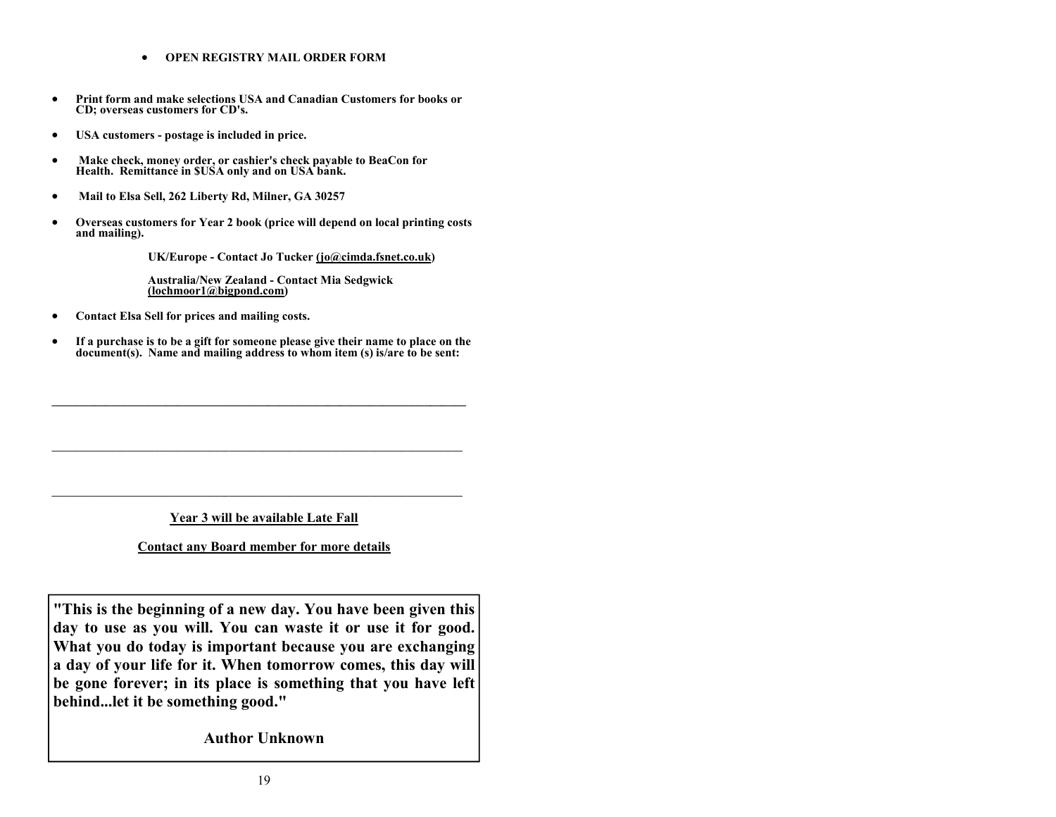- **OPEN REGISTRY MAIL ORDER FORM**

- **Print form and make selections USA and Canadian Customers for books or CD; overseas customers for CD's.**
- **USA customers - postage is included in price.**
- **Make check, money order, or cashier's check payable to BeaCon for Health. Remittance in $USA only and on USA bank.**
- **Mail to Elsa Sell, 262 Liberty Rd, Milner, GA 30257**
- **Overseas customers for Year 2 book (price will depend on local printing costs and mailing).**

  **UK/Europe - Contact Jo Tucker (jo@cimda.fsnet.co.uk)**

  **Australia/New Zealand - Contact Mia Sedgwick (lochmoor1@bigpond.com)**

- **Contact Elsa Sell for prices and mailing costs.**
- **If a purchase is to be a gift for someone please give their name to place on the document(s). Name and mailing address to whom item (s) is/are to be sent:**

\_\_\_\_\_\_\_\_\_\_\_\_\_\_\_\_\_\_\_\_\_\_\_\_\_\_\_\_\_\_\_\_\_\_\_\_\_\_\_\_\_\_\_\_\_\_\_\_\_\_\_\_\_\_\_\_\_\_\_\_

\_\_\_\_\_\_\_\_\_\_\_\_\_\_\_\_\_\_\_\_\_\_\_\_\_\_\_\_\_\_\_\_\_\_\_\_\_\_\_\_\_\_\_\_\_\_\_\_\_\_\_\_\_\_\_\_\_\_\_\_

\_\_\_\_\_\_\_\_\_\_\_\_\_\_\_\_\_\_\_\_\_\_\_\_\_\_\_\_\_\_\_\_\_\_\_\_\_\_\_\_\_\_\_\_\_\_\_\_\_\_\_\_\_\_\_\_\_\_\_\_

**Year 3 will be available Late Fall**

**Contact any Board member for more details**

> **"This is the beginning of a new day. You have been given this day to use as you will. You can waste it or use it for good. What you do today is important because you are exchanging a day of your life for it. When tomorrow comes, this day will be gone forever; in its place is something that you have left behind...let it be something good."**
>
> **Author Unknown**